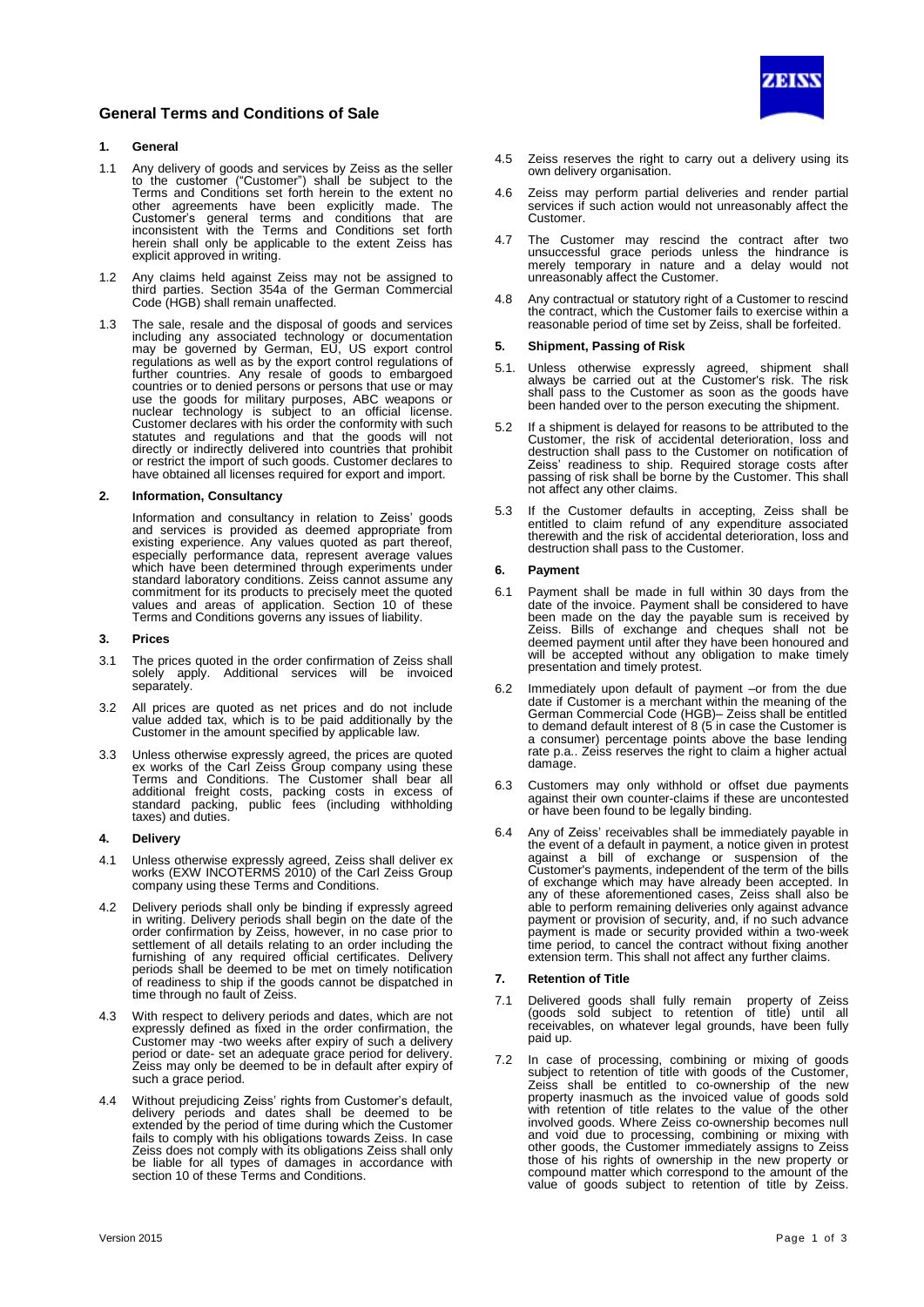# General Terms and Conditions of Sale

## 1. General

1.1 Any delivery of goods and services by Zeiss as the seller to the customer ("Customer") shall be subject to the Terms and Conditions set forth herein to the extent no other agreements have been explicitly made. The Customer's general terms and conditions that are inconsistent with the Terms and Conditions set forth herein shall only be applicable to the extent Zeiss has explicit approved in writing.

1.2 Any claims held against Zeiss may not be assigned to third parties. Section 354a of the German Commercial Code (HGB) shall remain unaffected.

1.3 The sale, resale and the disposal of goods and services including any associated technology or documentation may be governed by German, EU, US export control regulations as well as by the export control regulations of further countries. Any resale of goods to embargoed countries or to denied persons or persons that use or may use the goods for military purposes, ABC weapons or nuclear technology is subject to an official license. Customer declares with his order the conformity with such statutes and regulations and that the goods will not directly or indirectly delivered into countries that prohibit or restrict the import of such goods. Customer declares to have obtained all licenses required for export and import.

## 2. Information, Consultancy

Information and consultancy in relation to Zeiss' goods and services is provided as deemed appropriate from existing experience. Any values quoted as part thereof, especially performance data, represent average values which have been determined through experiments under standard laboratory conditions. Zeiss cannot assume any commitment for its products to precisely meet the quoted values and areas of application. Section 10 of these Terms and Conditions governs any issues of liability.

## 3. Prices

3.1 The prices quoted in the order confirmation of Zeiss shall solely apply. Additional services will be invoiced separately.

3.2 All prices are quoted as net prices and do not include value added tax, which is to be paid additionally by the Customer in the amount specified by applicable law.

3.3 Unless otherwise expressly agreed, the prices are quoted ex works of the Carl Zeiss Group company using these Terms and Conditions. The Customer shall bear all additional freight costs, packing costs in excess of standard packing, public fees (including withholding taxes) and duties.

## 4. Delivery

4.1 Unless otherwise expressly agreed, Zeiss shall deliver ex works (EXW INCOTERMS 2010) of the Carl Zeiss Group company using these Terms and Conditions.

4.2 Delivery periods shall only be binding if expressly agreed in writing. Delivery periods shall begin on the date of the order confirmation by Zeiss, however, in no case prior to settlement of all details relating to an order including the furnishing of any required official certificates. Delivery periods shall be deemed to be met on timely notification of readiness to ship if the goods cannot be dispatched in time through no fault of Zeiss.

4.3 With respect to delivery periods and dates, which are not expressly defined as fixed in the order confirmation, the Customer may -two weeks after expiry of such a delivery period or date- set an adequate grace period for delivery. Zeiss may only be deemed to be in default after expiry of such a grace period.

4.4 Without prejudicing Zeiss' rights from Customer's default, delivery periods and dates shall be deemed to be extended by the period of time during which the Customer fails to comply with his obligations towards Zeiss. In case Zeiss does not comply with its obligations Zeiss shall only be liable for all types of damages in accordance with section 10 of these Terms and Conditions.

4.5 Zeiss reserves the right to carry out a delivery using its own delivery organisation.

4.6 Zeiss may perform partial deliveries and render partial services if such action would not unreasonably affect the Customer.

4.7 The Customer may rescind the contract after two unsuccessful grace periods unless the hindrance is merely temporary in nature and a delay would not unreasonably affect the Customer.

4.8 Any contractual or statutory right of a Customer to rescind the contract, which the Customer fails to exercise within a reasonable period of time set by Zeiss, shall be forfeited.

## 5. Shipment, Passing of Risk

5.1. Unless otherwise expressly agreed, shipment shall always be carried out at the Customer's risk. The risk shall pass to the Customer as soon as the goods have been handed over to the person executing the shipment.

5.2 If a shipment is delayed for reasons to be attributed to the Customer, the risk of accidental deterioration, loss and destruction shall pass to the Customer on notification of Zeiss' readiness to ship. Required storage costs after passing of risk shall be borne by the Customer. This shall not affect any other claims.

5.3 If the Customer defaults in accepting, Zeiss shall be entitled to claim refund of any expenditure associated therewith and the risk of accidental deterioration, loss and destruction shall pass to the Customer.

## 6. Payment

6.1 Payment shall be made in full within 30 days from the date of the invoice. Payment shall be considered to have been made on the day the payable sum is received by Zeiss. Bills of exchange and cheques shall not be deemed payment until after they have been honoured and will be accepted without any obligation to make timely presentation and timely protest.

6.2 Immediately upon default of payment –or from the due date if Customer is a merchant within the meaning of the German Commercial Code (HGB)– Zeiss shall be entitled to demand default interest of 8 (5 in case the Customer is a consumer) percentage points above the base lending rate p.a.. Zeiss reserves the right to claim a higher actual damage.

6.3 Customers may only withhold or offset due payments against their own counter-claims if these are uncontested or have been found to be legally binding.

6.4 Any of Zeiss' receivables shall be immediately payable in the event of a default in payment, a notice given in protest against a bill of exchange or suspension of the Customer's payments, independent of the term of the bills of exchange which may have already been accepted. In any of these aforementioned cases, Zeiss shall also be able to perform remaining deliveries only against advance payment or provision of security, and, if no such advance payment is made or security provided within a two-week time period, to cancel the contract without fixing another extension term. This shall not affect any further claims.

## 7. Retention of Title

7.1 Delivered goods shall fully remain property of Zeiss (goods sold subject to retention of title) until all receivables, on whatever legal grounds, have been fully paid up.

7.2 In case of processing, combining or mixing of goods subject to retention of title with goods of the Customer, Zeiss shall be entitled to co-ownership of the new property inasmuch as the invoiced value of goods sold with retention of title relates to the value of the other involved goods. Where Zeiss co-ownership becomes null and void due to processing, combining or mixing with other goods, the Customer immediately assigns to Zeiss those of his rights of ownership in the new property or compound matter which correspond to the amount of the value of goods subject to retention of title by Zeiss.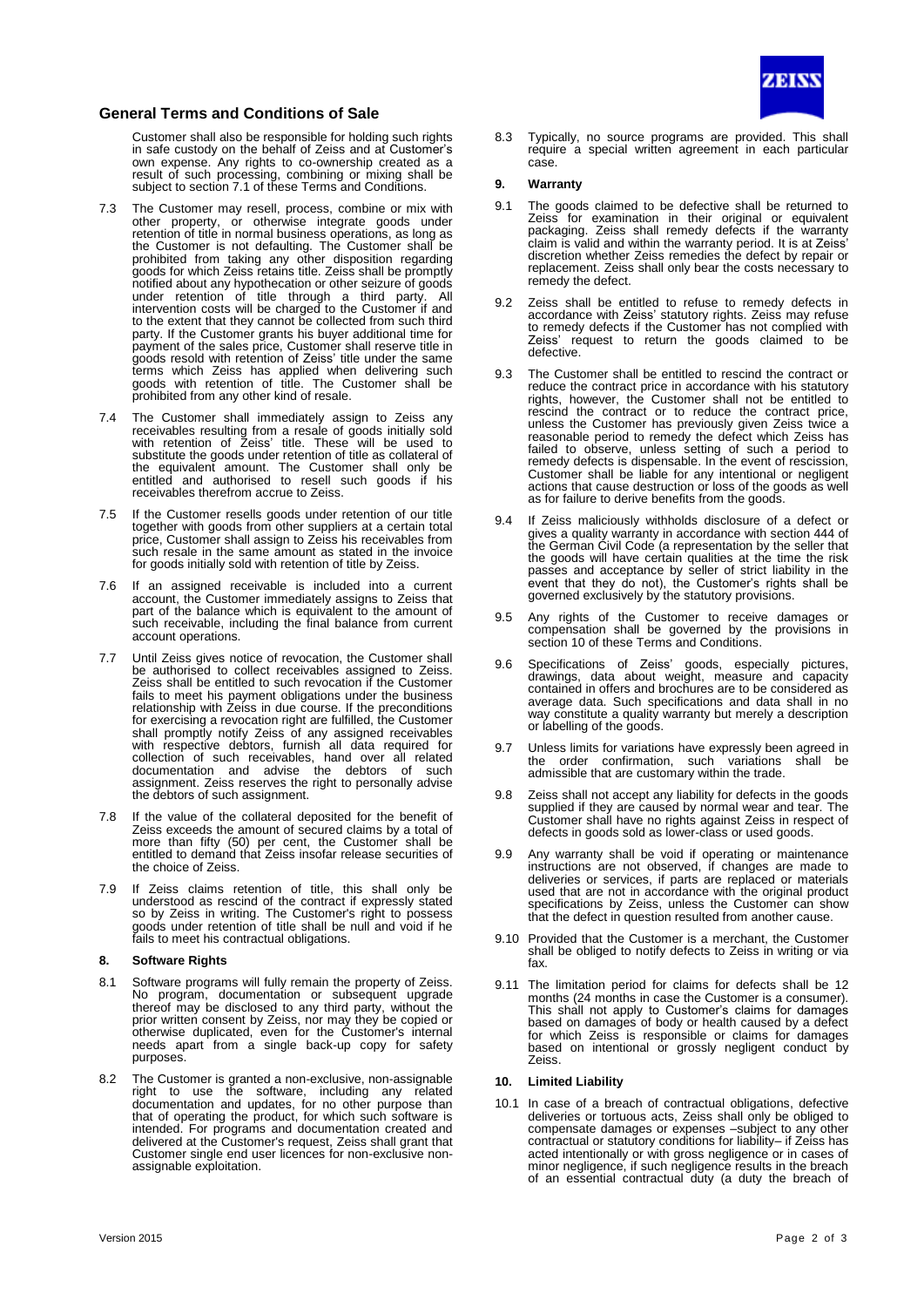Customer shall also be responsible for holding such rights in safe custody on the behalf of Zeiss and at Customer's own expense. Any rights to co-ownership created as a result of such processing, combining or mixing shall be subject to section 7.1 of these Terms and Conditions.

7.3 The Customer may resell, process, combine or mix with other property, or otherwise integrate goods under retention of title in normal business operations, as long as the Customer is not defaulting. The Customer shall be prohibited from taking any other disposition regarding goods for which Zeiss retains title. Zeiss shall be promptly notified about any hypothecation or other seizure of goods under retention of title through a third party. All intervention costs will be charged to the Customer if and to the extent that they cannot be collected from such third party. If the Customer grants his buyer additional time for payment of the sales price, Customer shall reserve title in goods resold with retention of Zeiss' title under the same terms which Zeiss has applied when delivering such goods with retention of title. The Customer shall be prohibited from any other kind of resale.

7.4 The Customer shall immediately assign to Zeiss any receivables resulting from a resale of goods initially sold with retention of Zeiss' title. These will be used to substitute the goods under retention of title as collateral of the equivalent amount. The Customer shall only be entitled and authorised to resell such goods if his receivables therefrom accrue to Zeiss.

7.5 If the Customer resells goods under retention of our title together with goods from other suppliers at a certain total price, Customer shall assign to Zeiss his receivables from such resale in the same amount as stated in the invoice for goods initially sold with retention of title by Zeiss.

7.6 If an assigned receivable is included into a current account, the Customer immediately assigns to Zeiss that part of the balance which is equivalent to the amount of such receivable, including the final balance from current account operations.

7.7 Until Zeiss gives notice of revocation, the Customer shall be authorised to collect receivables assigned to Zeiss. Zeiss shall be entitled to such revocation if the Customer fails to meet his payment obligations under the business relationship with Zeiss in due course. If the preconditions for exercising a revocation right are fulfilled, the Customer shall promptly notify Zeiss of any assigned receivables with respective debtors, furnish all data required for collection of such receivables, hand over all related documentation and advise the debtors of such assignment. Zeiss reserves the right to personally advise the debtors of such assignment.

7.8 If the value of the collateral deposited for the benefit of Zeiss exceeds the amount of secured claims by a total of more than fifty (50) per cent, the Customer shall be entitled to demand that Zeiss insofar release securities of the choice of Zeiss.

7.9 If Zeiss claims retention of title, this shall only be understood as rescind of the contract if expressly stated so by Zeiss in writing. The Customer's right to possess goods under retention of title shall be null and void if he fails to meet his contractual obligations.

## 8. Software Rights

8.1 Software programs will fully remain the property of Zeiss. No program, documentation or subsequent upgrade thereof may be disclosed to any third party, without the prior written consent by Zeiss, nor may they be copied or otherwise duplicated, even for the Customer's internal needs apart from a single back-up copy for safety purposes.

8.2 The Customer is granted a non-exclusive, non-assignable right to use the software, including any related documentation and updates, for no other purpose than that of operating the product, for which such software is intended. For programs and documentation created and delivered at the Customer's request, Zeiss shall grant that Customer single end user licences for non-exclusive non-assignable exploitation.

8.3 Typically, no source programs are provided. This shall require a special written agreement in each particular case.

## 9. Warranty

9.1 The goods claimed to be defective shall be returned to Zeiss for examination in their original or equivalent packaging. Zeiss shall remedy defects if the warranty claim is valid and within the warranty period. It is at Zeiss' discretion whether Zeiss remedies the defect by repair or replacement. Zeiss shall only bear the costs necessary to remedy the defect.

9.2 Zeiss shall be entitled to refuse to remedy defects in accordance with Zeiss' statutory rights. Zeiss may refuse to remedy defects if the Customer has not complied with Zeiss' request to return the goods claimed to be defective.

9.3 The Customer shall be entitled to rescind the contract or reduce the contract price in accordance with his statutory rights, however, the Customer shall not be entitled to rescind the contract or to reduce the contract price, unless the Customer has previously given Zeiss twice a reasonable period to remedy the defect which Zeiss has failed to observe, unless setting of such a period to remedy defects is dispensable. In the event of rescission, Customer shall be liable for any intentional or negligent actions that cause destruction or loss of the goods as well as for failure to derive benefits from the goods.

9.4 If Zeiss maliciously withholds disclosure of a defect or gives a quality warranty in accordance with section 444 of the German Civil Code (a representation by the seller that the goods will have certain qualities at the time the risk passes and acceptance by seller of strict liability in the event that they do not), the Customer's rights shall be governed exclusively by the statutory provisions.

9.5 Any rights of the Customer to receive damages or compensation shall be governed by the provisions in section 10 of these Terms and Conditions.

9.6 Specifications of Zeiss' goods, especially pictures, drawings, data about weight, measure and capacity contained in offers and brochures are to be considered as average data. Such specifications and data shall in no way constitute a quality warranty but merely a description or labelling of the goods.

9.7 Unless limits for variations have expressly been agreed in the order confirmation, such variations shall be admissible that are customary within the trade.

9.8 Zeiss shall not accept any liability for defects in the goods supplied if they are caused by normal wear and tear. The Customer shall have no rights against Zeiss in respect of defects in goods sold as lower-class or used goods.

9.9 Any warranty shall be void if operating or maintenance instructions are not observed, if changes are made to deliveries or services, if parts are replaced or materials used that are not in accordance with the original product specifications by Zeiss, unless the Customer can show that the defect in question resulted from another cause.

9.10 Provided that the Customer is a merchant, the Customer shall be obliged to notify defects to Zeiss in writing or via fax.

9.11 The limitation period for claims for defects shall be 12 months (24 months in case the Customer is a consumer). This shall not apply to Customer's claims for damages based on damages of body or health caused by a defect for which Zeiss is responsible or claims for damages based on intentional or grossly negligent conduct by Zeiss.

## 10. Limited Liability

10.1 In case of a breach of contractual obligations, defective deliveries or tortuous acts, Zeiss shall only be obliged to compensate damages or expenses –subject to any other contractual or statutory conditions for liability– if Zeiss has acted intentionally or with gross negligence or in cases of minor negligence, if such negligence results in the breach of an essential contractual duty (a duty the breach of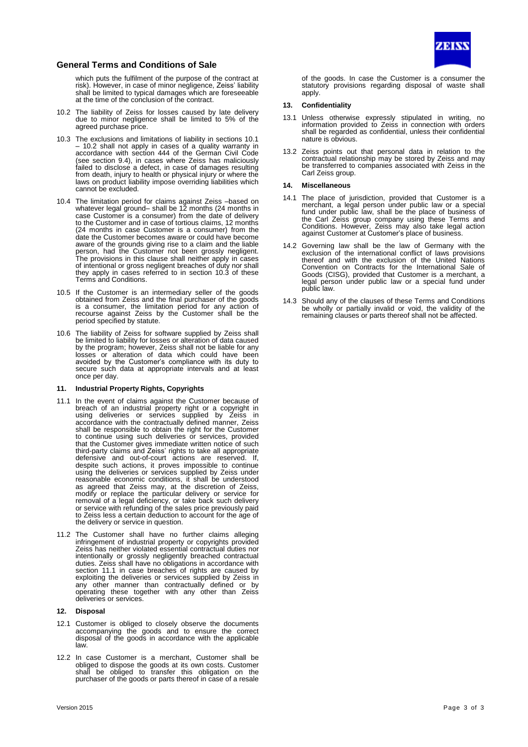## General Terms and Conditions of Sale

which puts the fulfilment of the purpose of the contract at risk). However, in case of minor negligence, Zeiss' liability shall be limited to typical damages which are foreseeable at the time of the conclusion of the contract.

10.2 The liability of Zeiss for losses caused by late delivery due to minor negligence shall be limited to 5% of the agreed purchase price.

10.3 The exclusions and limitations of liability in sections 10.1 – 10.2 shall not apply in cases of a quality warranty in accordance with section 444 of the German Civil Code (see section 9.4), in cases where Zeiss has maliciously failed to disclose a defect, in case of damages resulting from death, injury to health or physical injury or where the laws on product liability impose overriding liabilities which cannot be excluded.

10.4 The limitation period for claims against Zeiss –based on whatever legal ground– shall be 12 months (24 months in case Customer is a consumer) from the date of delivery to the Customer and in case of tortious claims, 12 months (24 months in case Customer is a consumer) from the date the Customer becomes aware or could have become aware of the grounds giving rise to a claim and the liable person, had the Customer not been grossly negligent. The provisions in this clause shall neither apply in cases of intentional or gross negligent breaches of duty nor shall they apply in cases referred to in section 10.3 of these Terms and Conditions.

10.5 If the Customer is an intermediary seller of the goods obtained from Zeiss and the final purchaser of the goods is a consumer, the limitation period for any action of recourse against Zeiss by the Customer shall be the period specified by statute.

10.6 The liability of Zeiss for software supplied by Zeiss shall be limited to liability for losses or alteration of data caused by the program; however, Zeiss shall not be liable for any losses or alteration of data which could have been avoided by the Customer's compliance with its duty to secure such data at appropriate intervals and at least once per day.

### 11. Industrial Property Rights, Copyrights

11.1 In the event of claims against the Customer because of breach of an industrial property right or a copyright in using deliveries or services supplied by Zeiss in accordance with the contractually defined manner, Zeiss shall be responsible to obtain the right for the Customer to continue using such deliveries or services, provided that the Customer gives immediate written notice of such third-party claims and Zeiss' rights to take all appropriate defensive and out-of-court actions are reserved. If, despite such actions, it proves impossible to continue using the deliveries or services supplied by Zeiss under reasonable economic conditions, it shall be understood as agreed that Zeiss may, at the discretion of Zeiss, modify or replace the particular delivery or service for removal of a legal deficiency, or take back such delivery or service with refunding of the sales price previously paid to Zeiss less a certain deduction to account for the age of the delivery or service in question.

11.2 The Customer shall have no further claims alleging infringement of industrial property or copyrights provided Zeiss has neither violated essential contractual duties nor intentionally or grossly negligently breached contractual duties. Zeiss shall have no obligations in accordance with section 11.1 in case breaches of rights are caused by exploiting the deliveries or services supplied by Zeiss in any other manner than contractually defined or by operating these together with any other than Zeiss deliveries or services.

### 12. Disposal

12.1 Customer is obliged to closely observe the documents accompanying the goods and to ensure the correct disposal of the goods in accordance with the applicable law.

12.2 In case Customer is a merchant, Customer shall be obliged to dispose the goods at its own costs. Customer shall be obliged to transfer this obligation on the purchaser of the goods or parts thereof in case of a resale of the goods. In case the Customer is a consumer the statutory provisions regarding disposal of waste shall apply.

### 13. Confidentiality

13.1 Unless otherwise expressly stipulated in writing, no information provided to Zeiss in connection with orders shall be regarded as confidential, unless their confidential nature is obvious.

13.2 Zeiss points out that personal data in relation to the contractual relationship may be stored by Zeiss and may be transferred to companies associated with Zeiss in the Carl Zeiss group.

### 14. Miscellaneous

14.1 The place of jurisdiction, provided that Customer is a merchant, a legal person under public law or a special fund under public law, shall be the place of business of the Carl Zeiss group company using these Terms and Conditions. However, Zeiss may also take legal action against Customer at Customer's place of business.

14.2 Governing law shall be the law of Germany with the exclusion of the international conflict of laws provisions thereof and with the exclusion of the United Nations Convention on Contracts for the International Sale of Goods (CISG), provided that Customer is a merchant, a legal person under public law or a special fund under public law.

14.3 Should any of the clauses of these Terms and Conditions be wholly or partially invalid or void, the validity of the remaining clauses or parts thereof shall not be affected.

Version 2015